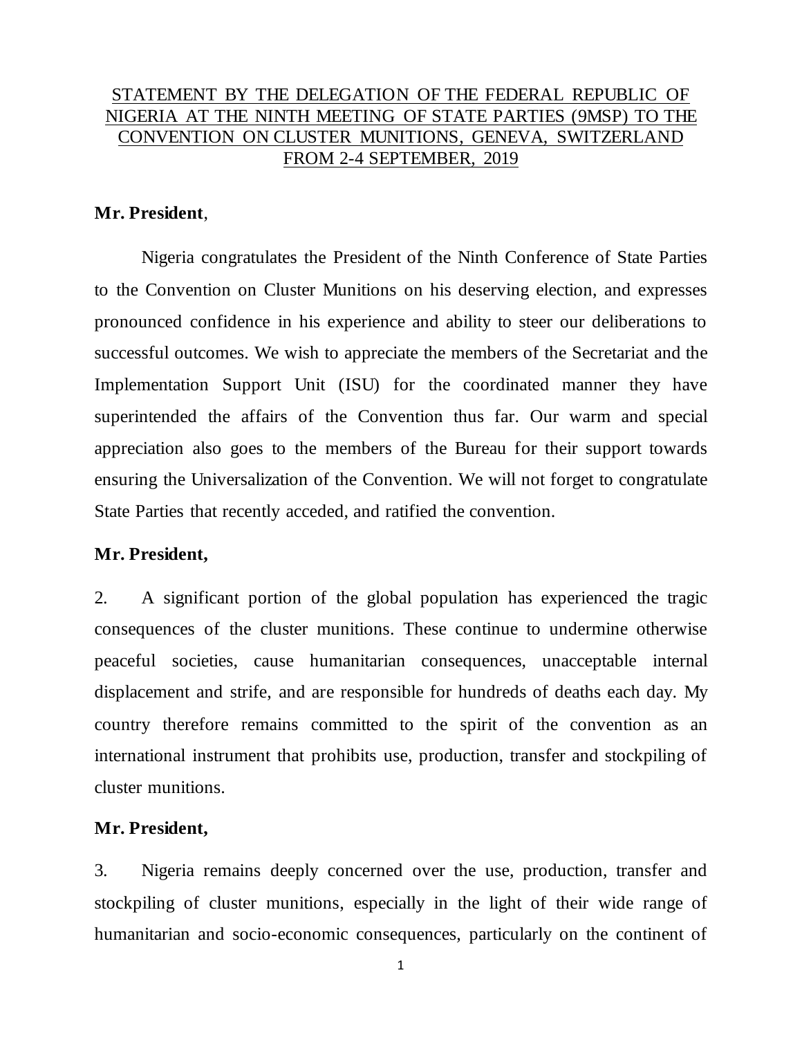# STATEMENT BY THE DELEGATION OF THE FEDERAL REPUBLIC OF NIGERIA AT THE NINTH MEETING OF STATE PARTIES (9MSP) TO THE CONVENTION ON CLUSTER MUNITIONS, GENEVA, SWITZERLAND FROM 2-4 SEPTEMBER, 2019

**Mr. President**,

Nigeria congratulates the President of the Ninth Conference of State Parties to the Convention on Cluster Munitions on his deserving election, and expresses pronounced confidence in his experience and ability to steer our deliberations to successful outcomes. We wish to appreciate the members of the Secretariat and the Implementation Support Unit (ISU) for the coordinated manner they have superintended the affairs of the Convention thus far. Our warm and special appreciation also goes to the members of the Bureau for their support towards ensuring the Universalization of the Convention. We will not forget to congratulate State Parties that recently acceded, and ratified the convention.

**Mr. President,**

2. A significant portion of the global population has experienced the tragic consequences of the cluster munitions. These continue to undermine otherwise peaceful societies, cause humanitarian consequences, unacceptable internal displacement and strife, and are responsible for hundreds of deaths each day. My country therefore remains committed to the spirit of the convention as an international instrument that prohibits use, production, transfer and stockpiling of cluster munitions.

**Mr. President,**

3. Nigeria remains deeply concerned over the use, production, transfer and stockpiling of cluster munitions, especially in the light of their wide range of humanitarian and socio-economic consequences, particularly on the continent of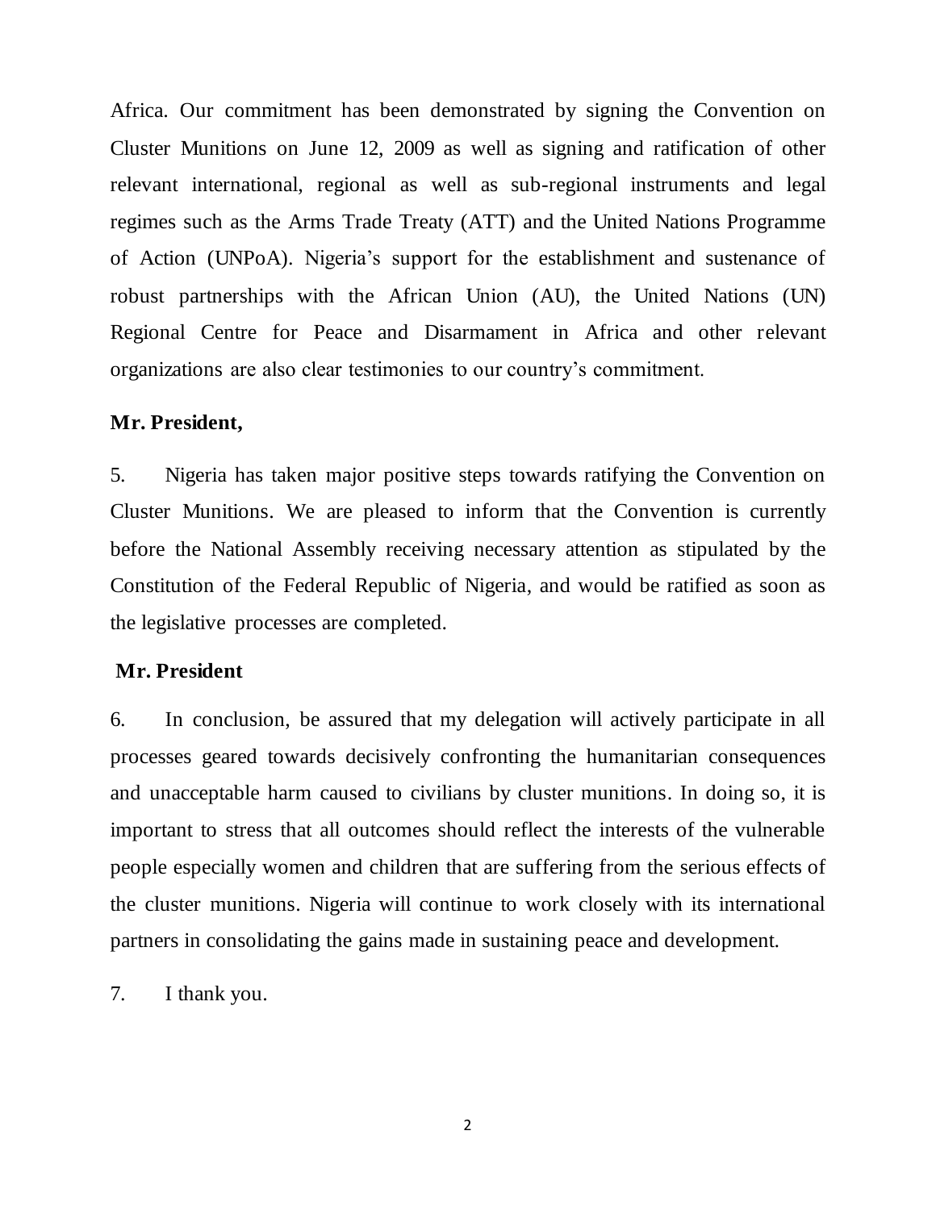Africa. Our commitment has been demonstrated by signing the Convention on Cluster Munitions on June 12, 2009 as well as signing and ratification of other relevant international, regional as well as sub-regional instruments and legal regimes such as the Arms Trade Treaty (ATT) and the United Nations Programme of Action (UNPoA). Nigeria's support for the establishment and sustenance of robust partnerships with the African Union (AU), the United Nations (UN) Regional Centre for Peace and Disarmament in Africa and other relevant organizations are also clear testimonies to our country's commitment.

**Mr. President,**

5. Nigeria has taken major positive steps towards ratifying the Convention on Cluster Munitions. We are pleased to inform that the Convention is currently before the National Assembly receiving necessary attention as stipulated by the Constitution of the Federal Republic of Nigeria, and would be ratified as soon as the legislative processes are completed.

**Mr. President**

6. In conclusion, be assured that my delegation will actively participate in all processes geared towards decisively confronting the humanitarian consequences and unacceptable harm caused to civilians by cluster munitions. In doing so, it is important to stress that all outcomes should reflect the interests of the vulnerable people especially women and children that are suffering from the serious effects of the cluster munitions. Nigeria will continue to work closely with its international partners in consolidating the gains made in sustaining peace and development.

7. I thank you.